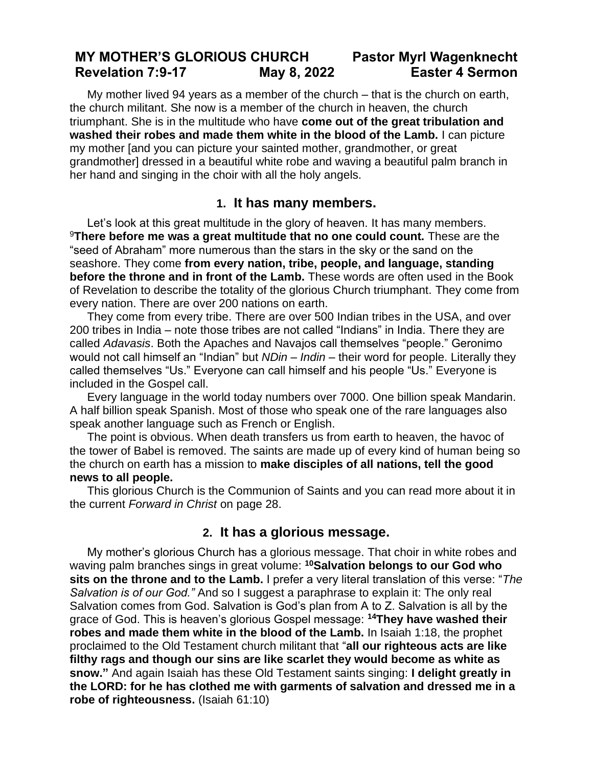# MY MOTHER'S GLORIOUS CHURCH — Pastor Myrl Wagenknecht

**Revelation 7:9-17 — May 8, 2022 — Easter 4 Sermon**

My mother lived 94 years as a member of the church – that is the church on earth, the church militant. She now is a member of the church in heaven, the church triumphant. She is in the multitude who have **come out of the great tribulation and washed their robes and made them white in the blood of the Lamb.** I can picture my mother [and you can picture your sainted mother, grandmother, or great grandmother] dressed in a beautiful white robe and waving a beautiful palm branch in her hand and singing in the choir with all the holy angels.

## 1. It has many members.

Let's look at this great multitude in the glory of heaven. It has many members. [9]**There before me was a great multitude that no one could count.** These are the "seed of Abraham" more numerous than the stars in the sky or the sand on the seashore. They come **from every nation, tribe, people, and language, standing before the throne and in front of the Lamb.** These words are often used in the Book of Revelation to describe the totality of the glorious Church triumphant. They come from every nation. There are over 200 nations on earth.

They come from every tribe. There are over 500 Indian tribes in the USA, and over 200 tribes in India – note those tribes are not called "Indians" in India. There they are called *Adavasis*. Both the Apaches and Navajos call themselves "people." Geronimo would not call himself an "Indian" but *NDin – Indin* – their word for people. Literally they called themselves "Us." Everyone can call himself and his people "Us." Everyone is included in the Gospel call.

Every language in the world today numbers over 7000. One billion speak Mandarin. A half billion speak Spanish. Most of those who speak one of the rare languages also speak another language such as French or English.

The point is obvious. When death transfers us from earth to heaven, the havoc of the tower of Babel is removed. The saints are made up of every kind of human being so the church on earth has a mission to **make disciples of all nations, tell the good news to all people.**

This glorious Church is the Communion of Saints and you can read more about it in the current *Forward in Christ* on page 28.

## 2. It has a glorious message.

My mother's glorious Church has a glorious message. That choir in white robes and waving palm branches sings in great volume: [10]**Salvation belongs to our God who sits on the throne and to the Lamb.** I prefer a very literal translation of this verse: "*The Salvation is of our God."* And so I suggest a paraphrase to explain it: The only real Salvation comes from God. Salvation is God's plan from A to Z. Salvation is all by the grace of God. This is heaven's glorious Gospel message: [14]**They have washed their robes and made them white in the blood of the Lamb.** In Isaiah 1:18, the prophet proclaimed to the Old Testament church militant that "**all our righteous acts are like filthy rags and though our sins are like scarlet they would become as white as snow."** And again Isaiah has these Old Testament saints singing: **I delight greatly in the LORD: for he has clothed me with garments of salvation and dressed me in a robe of righteousness.** (Isaiah 61:10)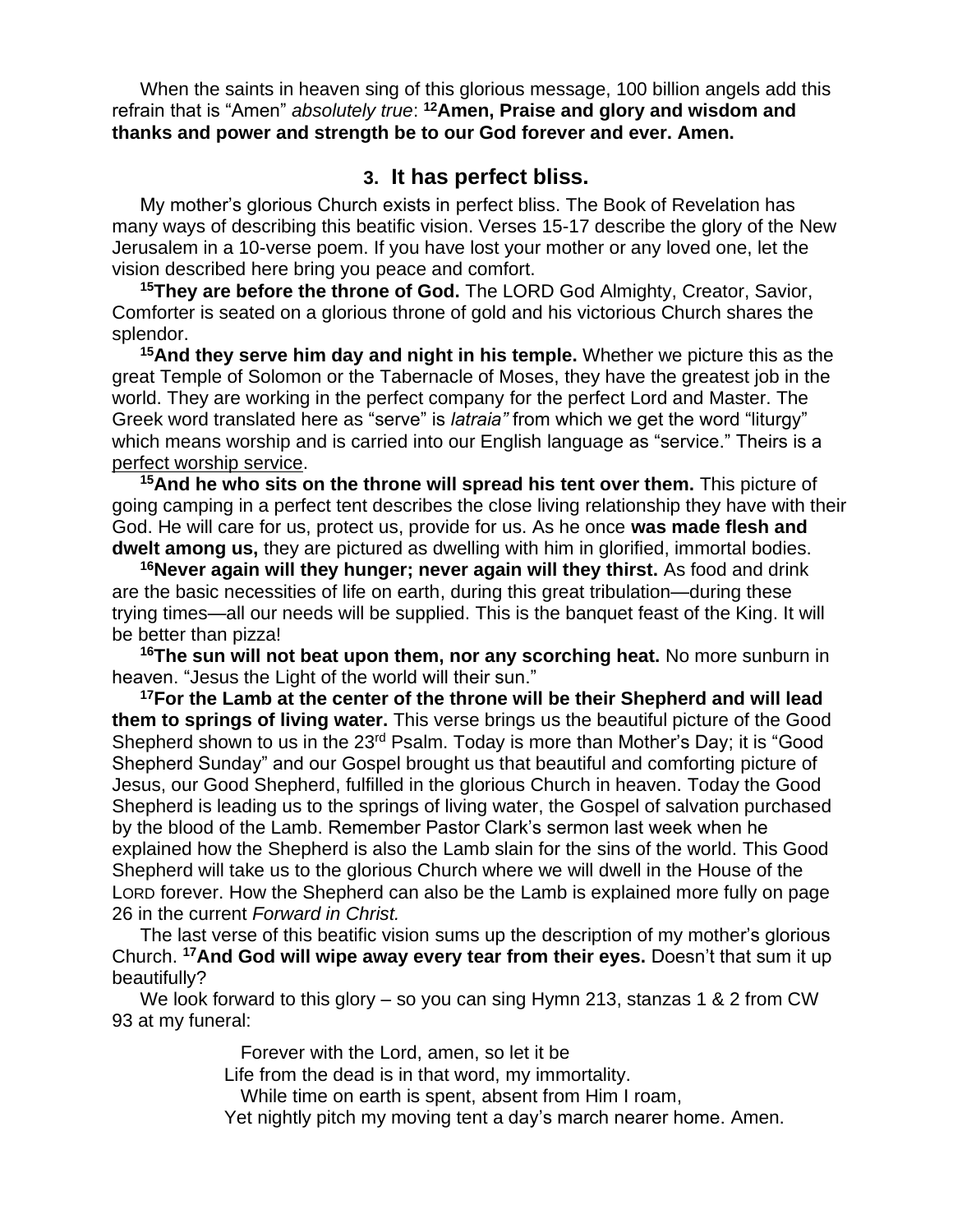When the saints in heaven sing of this glorious message, 100 billion angels add this refrain that is "Amen" *absolutely true*: **[12]Amen, Praise and glory and wisdom and thanks and power and strength be to our God forever and ever. Amen.**

### 3. It has perfect bliss.

My mother's glorious Church exists in perfect bliss. The Book of Revelation has many ways of describing this beatific vision. Verses 15-17 describe the glory of the New Jerusalem in a 10-verse poem. If you have lost your mother or any loved one, let the vision described here bring you peace and comfort.

**[15]They are before the throne of God.** The LORD God Almighty, Creator, Savior, Comforter is seated on a glorious throne of gold and his victorious Church shares the splendor.

**[15]And they serve him day and night in his temple.** Whether we picture this as the great Temple of Solomon or the Tabernacle of Moses, they have the greatest job in the world. They are working in the perfect company for the perfect Lord and Master. The Greek word translated here as "serve" is *latraia"* from which we get the word "liturgy" which means worship and is carried into our English language as "service." Theirs is a perfect worship service.

**[15]And he who sits on the throne will spread his tent over them.** This picture of going camping in a perfect tent describes the close living relationship they have with their God. He will care for us, protect us, provide for us. As he once **was made flesh and dwelt among us,** they are pictured as dwelling with him in glorified, immortal bodies.

**[16]Never again will they hunger; never again will they thirst.** As food and drink are the basic necessities of life on earth, during this great tribulation—during these trying times—all our needs will be supplied. This is the banquet feast of the King. It will be better than pizza!

**[16]The sun will not beat upon them, nor any scorching heat.** No more sunburn in heaven. "Jesus the Light of the world will their sun."

**[17]For the Lamb at the center of the throne will be their Shepherd and will lead them to springs of living water.** This verse brings us the beautiful picture of the Good Shepherd shown to us in the 23rd Psalm. Today is more than Mother's Day; it is "Good Shepherd Sunday" and our Gospel brought us that beautiful and comforting picture of Jesus, our Good Shepherd, fulfilled in the glorious Church in heaven. Today the Good Shepherd is leading us to the springs of living water, the Gospel of salvation purchased by the blood of the Lamb. Remember Pastor Clark's sermon last week when he explained how the Shepherd is also the Lamb slain for the sins of the world. This Good Shepherd will take us to the glorious Church where we will dwell in the House of the LORD forever. How the Shepherd can also be the Lamb is explained more fully on page 26 in the current *Forward in Christ.*

The last verse of this beatific vision sums up the description of my mother's glorious Church. **[17]And God will wipe away every tear from their eyes.** Doesn't that sum it up beautifully?

We look forward to this glory – so you can sing Hymn 213, stanzas 1 & 2 from CW 93 at my funeral:

Forever with the Lord, amen, so let it be
Life from the dead is in that word, my immortality.
While time on earth is spent, absent from Him I roam,
Yet nightly pitch my moving tent a day's march nearer home. Amen.